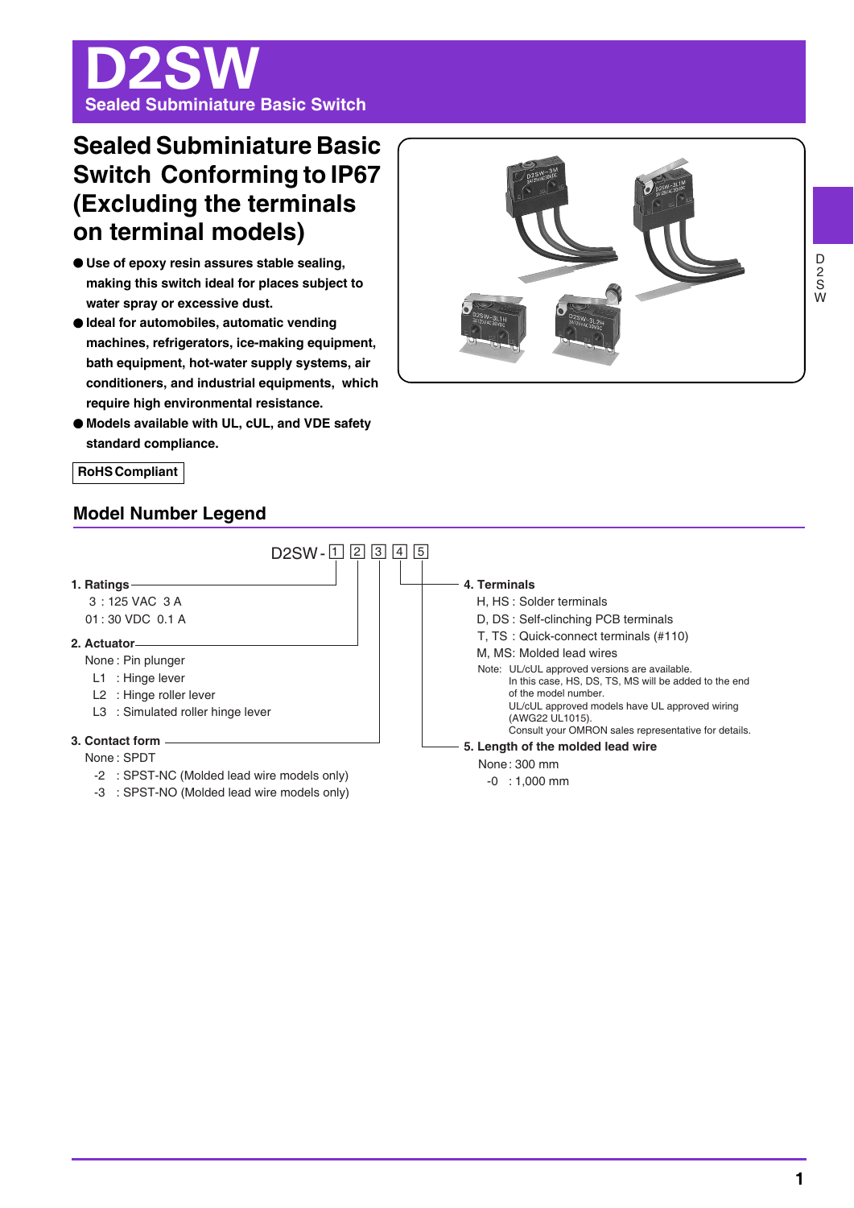# D2SW

**Sealed Subminiature Basic Switch**

## Sealed Subminiature Basic Switch Conforming to IP67 (Excluding the terminals on terminal models)

- **Use of epoxy resin assures stable sealing, making this switch ideal for places subject to water spray or excessive dust.**
- **Ideal for automobiles, automatic vending machines, refrigerators, ice-making equipment, bath equipment, hot-water supply systems, air conditioners, and industrial equipments, which require high environmental resistance.**
- **Models available with UL, cUL, and VDE safety standard compliance.**

**RoHS Compliant**

## Model Number Legend

D2SW- [1] [2] [3] [4] [5]

**1. Ratings**

3 : 125 VAC 3 A
01 : 30 VDC 0.1 A

**2. Actuator**

None : Pin plunger
L1 : Hinge lever
L2 : Hinge roller lever
L3 : Simulated roller hinge lever

**3. Contact form**

None : SPDT
-2 : SPST-NC (Molded lead wire models only)
-3 : SPST-NO (Molded lead wire models only)

**4. Terminals**

H, HS : Solder terminals
D, DS : Self-clinching PCB terminals
T, TS : Quick-connect terminals (#110)
M, MS: Molded lead wires

Note: UL/cUL approved versions are available.
In this case, HS, DS, TS, MS will be added to the end of the model number.
UL/cUL approved models have UL approved wiring (AWG22 UL1015).
Consult your OMRON sales representative for details.

**5. Length of the molded lead wire**

None : 300 mm
-0 : 1,000 mm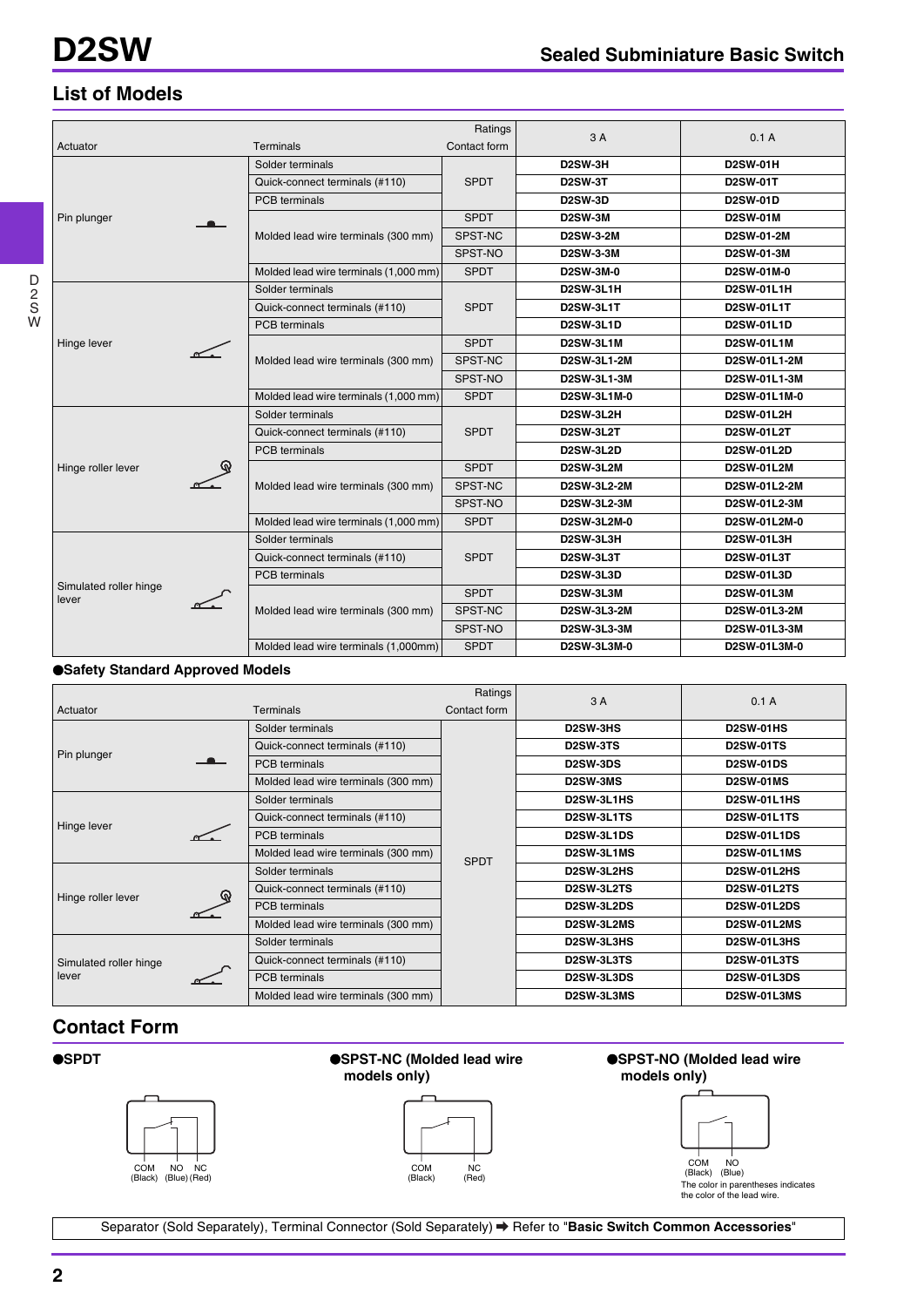## List of Models

| Actuator | Terminals | Contact form | 3 A | 0.1 A |
|---|---|---|---|---|
| Pin plunger | Solder terminals | SPDT | D2SW-3H | D2SW-01H |
| | Quick-connect terminals (#110) | | D2SW-3T | D2SW-01T |
| | PCB terminals | | D2SW-3D | D2SW-01D |
| | Molded lead wire terminals (300 mm) | SPDT | D2SW-3M | D2SW-01M |
| | | SPST-NC | D2SW-3-2M | D2SW-01-2M |
| | | SPST-NO | D2SW-3-3M | D2SW-01-3M |
| | Molded lead wire terminals (1,000 mm) | SPDT | D2SW-3M-0 | D2SW-01M-0 |
| Hinge lever | Solder terminals | SPDT | D2SW-3L1H | D2SW-01L1H |
| | Quick-connect terminals (#110) | | D2SW-3L1T | D2SW-01L1T |
| | PCB terminals | | D2SW-3L1D | D2SW-01L1D |
| | Molded lead wire terminals (300 mm) | SPDT | D2SW-3L1M | D2SW-01L1M |
| | | SPST-NC | D2SW-3L1-2M | D2SW-01L1-2M |
| | | SPST-NO | D2SW-3L1-3M | D2SW-01L1-3M |
| | Molded lead wire terminals (1,000 mm) | SPDT | D2SW-3L1M-0 | D2SW-01L1M-0 |
| Hinge roller lever | Solder terminals | SPDT | D2SW-3L2H | D2SW-01L2H |
| | Quick-connect terminals (#110) | | D2SW-3L2T | D2SW-01L2T |
| | PCB terminals | | D2SW-3L2D | D2SW-01L2D |
| | Molded lead wire terminals (300 mm) | SPDT | D2SW-3L2M | D2SW-01L2M |
| | | SPST-NC | D2SW-3L2-2M | D2SW-01L2-2M |
| | | SPST-NO | D2SW-3L2-3M | D2SW-01L2-3M |
| | Molded lead wire terminals (1,000 mm) | SPDT | D2SW-3L2M-0 | D2SW-01L2M-0 |
| Simulated roller hinge lever | Solder terminals | SPDT | D2SW-3L3H | D2SW-01L3H |
| | Quick-connect terminals (#110) | | D2SW-3L3T | D2SW-01L3T |
| | PCB terminals | | D2SW-3L3D | D2SW-01L3D |
| | Molded lead wire terminals (300 mm) | SPDT | D2SW-3L3M | D2SW-01L3M |
| | | SPST-NC | D2SW-3L3-2M | D2SW-01L3-2M |
| | | SPST-NO | D2SW-3L3-3M | D2SW-01L3-3M |
| | Molded lead wire terminals (1,000mm) | SPDT | D2SW-3L3M-0 | D2SW-01L3M-0 |

**●Safety Standard Approved Models**

| Actuator | Terminals | Contact form | 3 A | 0.1 A |
|---|---|---|---|---|
| Pin plunger | Solder terminals | SPDT | D2SW-3HS | D2SW-01HS |
| | Quick-connect terminals (#110) | | D2SW-3TS | D2SW-01TS |
| | PCB terminals | | D2SW-3DS | D2SW-01DS |
| | Molded lead wire terminals (300 mm) | | D2SW-3MS | D2SW-01MS |
| Hinge lever | Solder terminals | | D2SW-3L1HS | D2SW-01L1HS |
| | Quick-connect terminals (#110) | | D2SW-3L1TS | D2SW-01L1TS |
| | PCB terminals | | D2SW-3L1DS | D2SW-01L1DS |
| | Molded lead wire terminals (300 mm) | | D2SW-3L1MS | D2SW-01L1MS |
| Hinge roller lever | Solder terminals | | D2SW-3L2HS | D2SW-01L2HS |
| | Quick-connect terminals (#110) | | D2SW-3L2TS | D2SW-01L2TS |
| | PCB terminals | | D2SW-3L2DS | D2SW-01L2DS |
| | Molded lead wire terminals (300 mm) | | D2SW-3L2MS | D2SW-01L2MS |
| Simulated roller hinge lever | Solder terminals | | D2SW-3L3HS | D2SW-01L3HS |
| | Quick-connect terminals (#110) | | D2SW-3L3TS | D2SW-01L3TS |
| | PCB terminals | | D2SW-3L3DS | D2SW-01L3DS |
| | Molded lead wire terminals (300 mm) | | D2SW-3L3MS | D2SW-01L3MS |

## Contact Form

**●SPDT**

COM (Black) NO (Blue) NC (Red)

**●SPST-NC (Molded lead wire models only)**

COM (Black) NC (Red)

**●SPST-NO (Molded lead wire models only)**

COM (Black) NO (Blue)

The color in parentheses indicates the color of the lead wire.

Separator (Sold Separately), Terminal Connector (Sold Separately) ➡ Refer to "**Basic Switch Common Accessories**"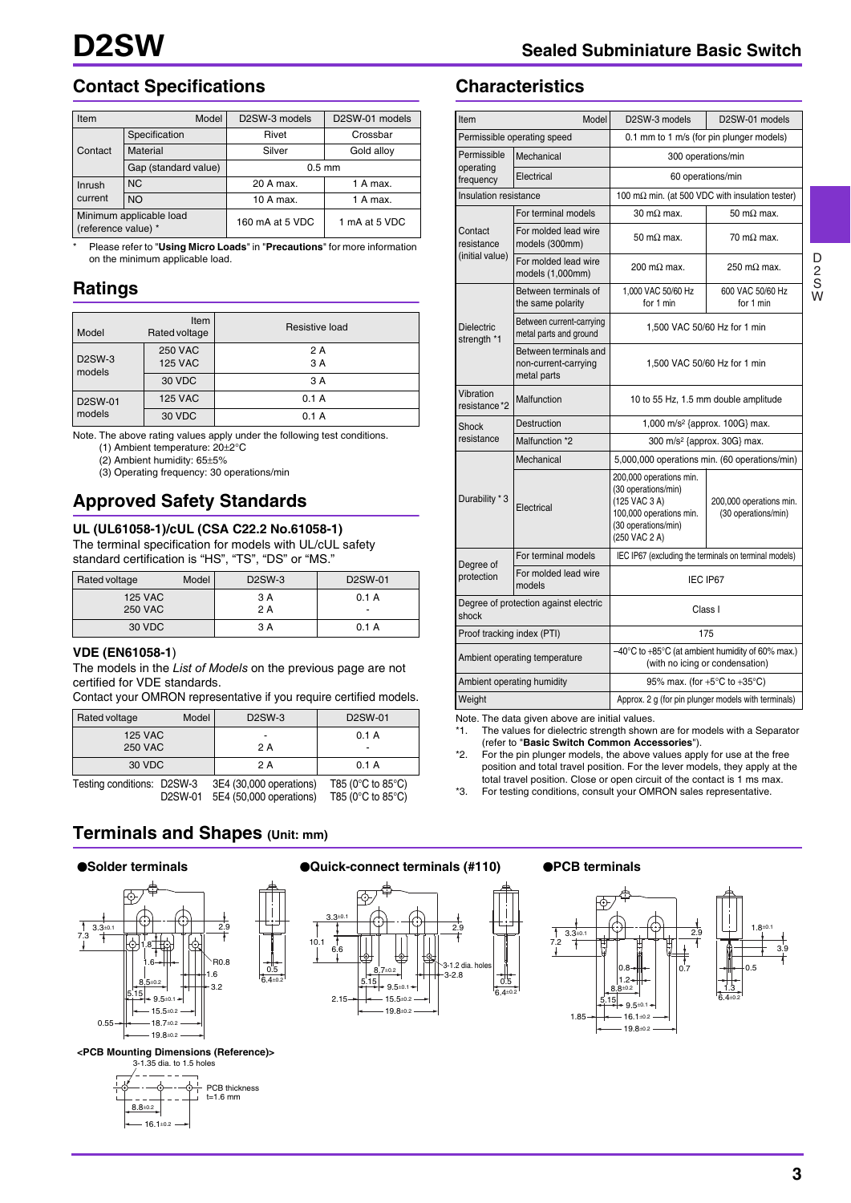# D2SW

## Sealed Subminiature Basic Switch

## Contact Specifications

| Item | | D2SW-3 models | D2SW-01 models |
|---|---|---|---|
| Contact | Specification | Rivet | Crossbar |
| | Material | Silver | Gold alloy |
| | Gap (standard value) | 0.5 mm | |
| Inrush current | NC | 20 A max. | 1 A max. |
| | NO | 10 A max. | 1 A max. |
| Minimum applicable load (reference value) * | | 160 mA at 5 VDC | 1 mA at 5 VDC |

\* Please refer to "**Using Micro Loads**" in "**Precautions**" for more information on the minimum applicable load.

## Ratings

| Model | Rated voltage | Resistive load |
|---|---|---|
| D2SW-3 models | 250 VAC<br>125 VAC | 2 A<br>3 A |
| | 30 VDC | 3 A |
| D2SW-01 models | 125 VAC | 0.1 A |
| | 30 VDC | 0.1 A |

Note. The above rating values apply under the following test conditions.
(1) Ambient temperature: 20±2°C
(2) Ambient humidity: 65±5%
(3) Operating frequency: 30 operations/min

## Approved Safety Standards

### UL (UL61058-1)/cUL (CSA C22.2 No.61058-1)

The terminal specification for models with UL/cUL safety standard certification is "HS", "TS", "DS" or "MS."

| Rated voltage | D2SW-3 | D2SW-01 |
|---|---|---|
| 125 VAC<br>250 VAC | 3 A<br>2 A | 0.1 A<br>- |
| 30 VDC | 3 A | 0.1 A |

### VDE (EN61058-1)

The models in the *List of Models* on the previous page are not certified for VDE standards.
Contact your OMRON representative if you require certified models.

| Rated voltage | D2SW-3 | D2SW-01 |
|---|---|---|
| 125 VAC<br>250 VAC | -<br>2 A | 0.1 A<br>- |
| 30 VDC | 2 A | 0.1 A |

Testing conditions: D2SW-3 3E4 (30,000 operations) T85 (0°C to 85°C)
D2SW-01 5E4 (50,000 operations) T85 (0°C to 85°C)

## Characteristics

| Item | | D2SW-3 models | D2SW-01 models |
|---|---|---|---|
| Permissible operating speed | | 0.1 mm to 1 m/s (for pin plunger models) | |
| Permissible operating frequency | Mechanical | 300 operations/min | |
| | Electrical | 60 operations/min | |
| Insulation resistance | | 100 mΩ min. (at 500 VDC with insulation tester) | |
| Contact resistance (initial value) | For terminal models | 30 mΩ max. | 50 mΩ max. |
| | For molded lead wire models (300mm) | 50 mΩ max. | 70 mΩ max. |
| | For molded lead wire models (1,000mm) | 200 mΩ max. | 250 mΩ max. |
| Dielectric strength *1 | Between terminals of the same polarity | 1,000 VAC 50/60 Hz for 1 min | 600 VAC 50/60 Hz for 1 min |
| | Between current-carrying metal parts and ground | 1,500 VAC 50/60 Hz for 1 min | |
| | Between terminals and non-current-carrying metal parts | 1,500 VAC 50/60 Hz for 1 min | |
| Vibration resistance *2 | Malfunction | 10 to 55 Hz, 1.5 mm double amplitude | |
| Shock resistance | Destruction | 1,000 m/s² {approx. 100G} max. | |
| | Malfunction *2 | 300 m/s² {approx. 30G} max. | |
| Durability *3 | Mechanical | 5,000,000 operations min. (60 operations/min) | |
| | Electrical | 200,000 operations min. (30 operations/min) (125 VAC 3 A)<br>100,000 operations min. (30 operations/min) (250 VAC 2 A) | 200,000 operations min. (30 operations/min) |
| Degree of protection | For terminal models | IEC IP67 (excluding the terminals on terminal models) | |
| | For molded lead wire models | IEC IP67 | |
| Degree of protection against electric shock | | Class I | |
| Proof tracking index (PTI) | | 175 | |
| Ambient operating temperature | | −40°C to +85°C (at ambient humidity of 60% max.) (with no icing or condensation) | |
| Ambient operating humidity | | 95% max. (for +5°C to +35°C) | |
| Weight | | Approx. 2 g (for pin plunger models with terminals) | |

Note. The data given above are initial values.
*1. The values for dielectric strength shown are for models with a Separator (refer to "**Basic Switch Common Accessories**").
*2. For the pin plunger models, the above values apply for use at the free position and total travel position. For the lever models, they apply at the total travel position. Close or open circuit of the contact is 1 ms max.
*3. For testing conditions, consult your OMRON sales representative.

## Terminals and Shapes (Unit: mm)

●Solder terminals

●Quick-connect terminals (#110)

●PCB terminals

<PCB Mounting Dimensions (Reference)>
3-1.35 dia. to 1.5 holes
PCB thickness t=1.6 mm
8.8±0.2
16.1±0.2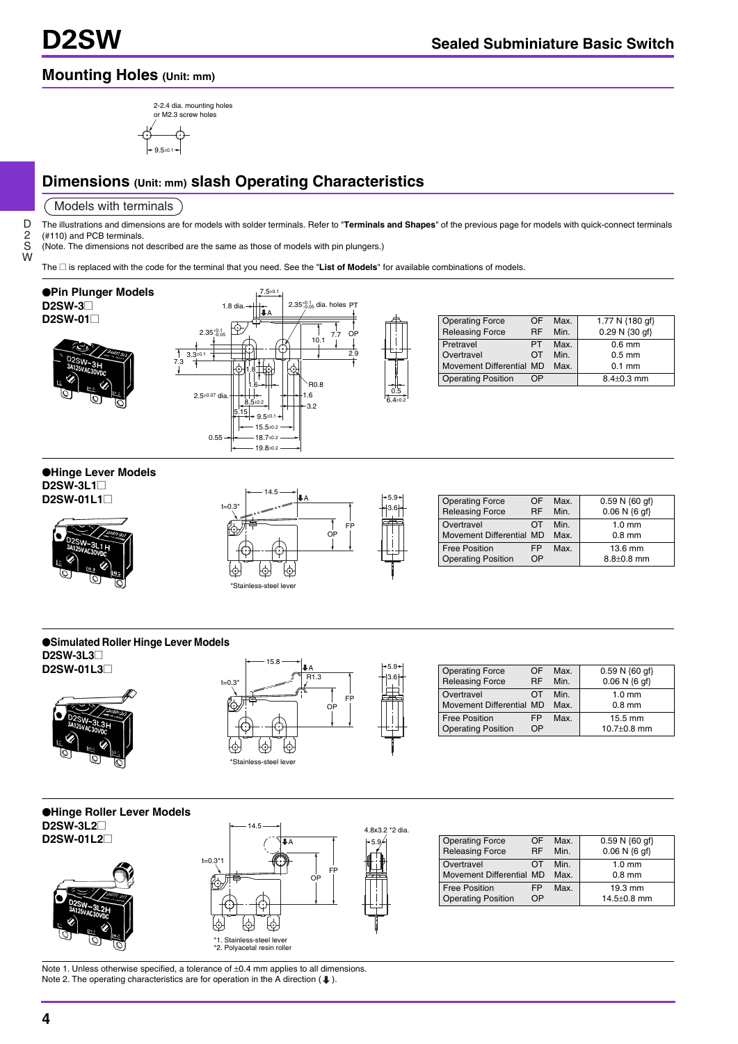## Mounting Holes (Unit: mm)

2-2.4 dia. mounting holes or M2.3 screw holes

9.5±0.1

## Dimensions (Unit: mm) slash Operating Characteristics

Models with terminals

The illustrations and dimensions are for models with solder terminals. Refer to "**Terminals and Shapes**" of the previous page for models with quick-connect terminals (#110) and PCB terminals.
(Note. The dimensions not described are the same as those of models with pin plungers.)

The □ is replaced with the code for the terminal that you need. See the "**List of Models**" for available combinations of models.

### ●Pin Plunger Models
**D2SW-3□**
**D2SW-01□**

| Operating Force | OF | Max. | 1.77 N {180 gf} |
|---|---|---|---|
| Releasing Force | RF | Min. | 0.29 N {30 gf} |
| Pretravel | PT | Max. | 0.6 mm |
| Overtravel | OT | Min. | 0.5 mm |
| Movement Differential | MD | Max. | 0.1 mm |
| Operating Position | OP | | 8.4±0.3 mm |

### ●Hinge Lever Models
**D2SW-3L1□**
**D2SW-01L1□**

*Stainless-steel lever

| Operating Force | OF | Max. | 0.59 N {60 gf} |
|---|---|---|---|
| Releasing Force | RF | Min. | 0.06 N {6 gf} |
| Overtravel | OT | Min. | 1.0 mm |
| Movement Differential | MD | Max. | 0.8 mm |
| Free Position | FP | Max. | 13.6 mm |
| Operating Position | OP | | 8.8±0.8 mm |

### ●Simulated Roller Hinge Lever Models
**D2SW-3L3□**
**D2SW-01L3□**

*Stainless-steel lever

| Operating Force | OF | Max. | 0.59 N {60 gf} |
|---|---|---|---|
| Releasing Force | RF | Min. | 0.06 N {6 gf} |
| Overtravel | OT | Min. | 1.0 mm |
| Movement Differential | MD | Max. | 0.8 mm |
| Free Position | FP | Max. | 15.5 mm |
| Operating Position | OP | | 10.7±0.8 mm |

### ●Hinge Roller Lever Models
**D2SW-3L2□**
**D2SW-01L2□**

*1. Stainless-steel lever
*2. Polyacetal resin roller

| Operating Force | OF | Max. | 0.59 N {60 gf} |
|---|---|---|---|
| Releasing Force | RF | Min. | 0.06 N {6 gf} |
| Overtravel | OT | Min. | 1.0 mm |
| Movement Differential | MD | Max. | 0.8 mm |
| Free Position | FP | Max. | 19.3 mm |
| Operating Position | OP | | 14.5±0.8 mm |

Note 1. Unless otherwise specified, a tolerance of ±0.4 mm applies to all dimensions.
Note 2. The operating characteristics are for operation in the A direction (⬇).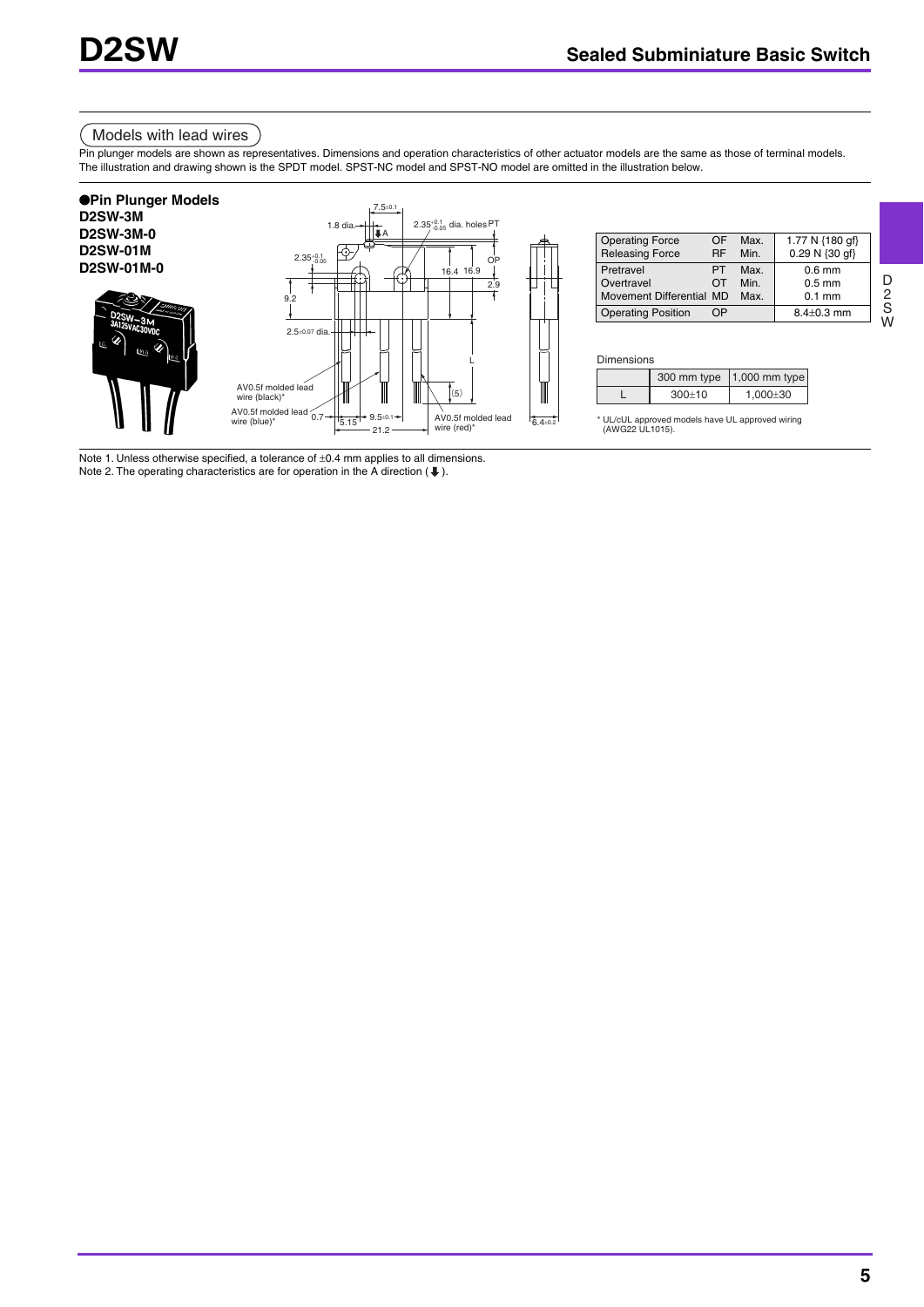## Models with lead wires

Pin plunger models are shown as representatives. Dimensions and operation characteristics of other actuator models are the same as those of terminal models. The illustration and drawing shown is the SPDT model. SPST-NC model and SPST-NO model are omitted in the illustration below.

### ●Pin Plunger Models

**D2SW-3M**
**D2SW-3M-0**
**D2SW-01M**
**D2SW-01M-0**

| Operating Force | OF | Max. | 1.77 N {180 gf} |
|---|---|---|---|
| Releasing Force | RF | Min. | 0.29 N {30 gf} |
| Pretravel | PT | Max. | 0.6 mm |
| Overtravel | OT | Min. | 0.5 mm |
| Movement Differential | MD | Max. | 0.1 mm |
| Operating Position | OP | | 8.4±0.3 mm |

Dimensions

| | 300 mm type | 1,000 mm type |
|---|---|---|
| L | 300±10 | 1,000±30 |

\* UL/cUL approved models have UL approved wiring (AWG22 UL1015).

Note 1. Unless otherwise specified, a tolerance of ±0.4 mm applies to all dimensions.
Note 2. The operating characteristics are for operation in the A direction (⬇).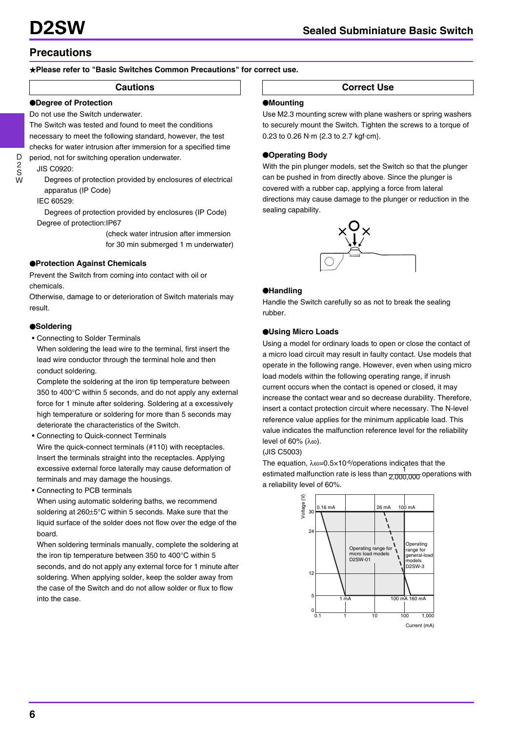## Precautions

★**Please refer to "Basic Switches Common Precautions" for correct use.**

### Cautions

#### ●Degree of Protection

Do not use the Switch underwater.

The Switch was tested and found to meet the conditions necessary to meet the following standard, however, the test checks for water intrusion after immersion for a specified time period, not for switching operation underwater.

JIS C0920:

Degrees of protection provided by enclosures of electrical apparatus (IP Code)

IEC 60529:

Degrees of protection provided by enclosures (IP Code)

Degree of protection:IP67

(check water intrusion after immersion for 30 min submerged 1 m underwater)

#### ●Protection Against Chemicals

Prevent the Switch from coming into contact with oil or chemicals.

Otherwise, damage to or deterioration of Switch materials may result.

#### ●Soldering

- Connecting to Solder Terminals

  When soldering the lead wire to the terminal, first insert the lead wire conductor through the terminal hole and then conduct soldering.

  Complete the soldering at the iron tip temperature between 350 to 400°C within 5 seconds, and do not apply any external force for 1 minute after soldering. Soldering at a excessively high temperature or soldering for more than 5 seconds may deteriorate the characteristics of the Switch.
- Connecting to Quick-connect Terminals

  Wire the quick-connect terminals (#110) with receptacles. Insert the terminals straight into the receptacles. Applying excessive external force laterally may cause deformation of terminals and may damage the housings.
- Connecting to PCB terminals

  When using automatic soldering baths, we recommend soldering at 260±5°C within 5 seconds. Make sure that the liquid surface of the solder does not flow over the edge of the board.

  When soldering terminals manually, complete the soldering at the iron tip temperature between 350 to 400°C within 5 seconds, and do not apply any external force for 1 minute after soldering. When applying solder, keep the solder away from the case of the Switch and do not allow solder or flux to flow into the case.

### Correct Use

#### ●Mounting

Use M2.3 mounting screw with plane washers or spring washers to securely mount the Switch. Tighten the screws to a torque of 0.23 to 0.26 N·m {2.3 to 2.7 kgf·cm}.

#### ●Operating Body

With the pin plunger models, set the Switch so that the plunger can be pushed in from directly above. Since the plunger is covered with a rubber cap, applying a force from lateral directions may cause damage to the plunger or reduction in the sealing capability.

#### ●Handling

Handle the Switch carefully so as not to break the sealing rubber.

#### ●Using Micro Loads

Using a model for ordinary loads to open or close the contact of a micro load circuit may result in faulty contact. Use models that operate in the following range. However, even when using micro load models within the following operating range, if inrush current occurs when the contact is opened or closed, it may increase the contact wear and so decrease durability. Therefore, insert a contact protection circuit where necessary. The N-level reference value applies for the minimum applicable load. This value indicates the malfunction reference level for the reliability level of 60% ($\lambda_{60}$).

(JIS C5003)

The equation, $\lambda_{60}=0.5\times10^{-6}$/operations indicates that the estimated malfunction rate is less than $\frac{1}{2,000,000}$ operations with a reliability level of 60%.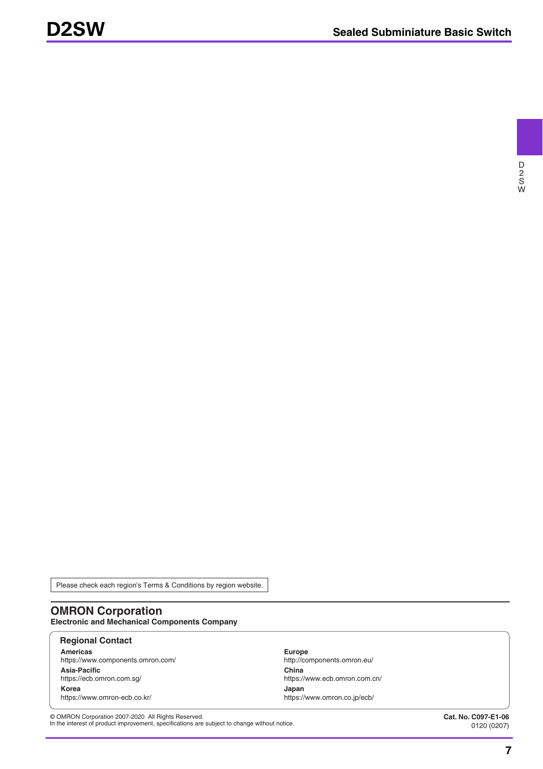Please check each region's Terms & Conditions by region website.

## OMRON Corporation

**Electronic and Mechanical Components Company**

### Regional Contact

**Americas**
https://www.components.omron.com/

**Asia-Pacific**
https://ecb.omron.com.sg/

**Korea**
https://www.omron-ecb.co.kr/

**Europe**
http://components.omron.eu/

**China**
https://www.ecb.omron.com.cn/

**Japan**
https://www.omron.co.jp/ecb/

© OMRON Corporation 2007-2020 All Rights Reserved.
In the interest of product improvement, specifications are subject to change without notice.

**Cat. No. C097-E1-06**
0120 (0207)